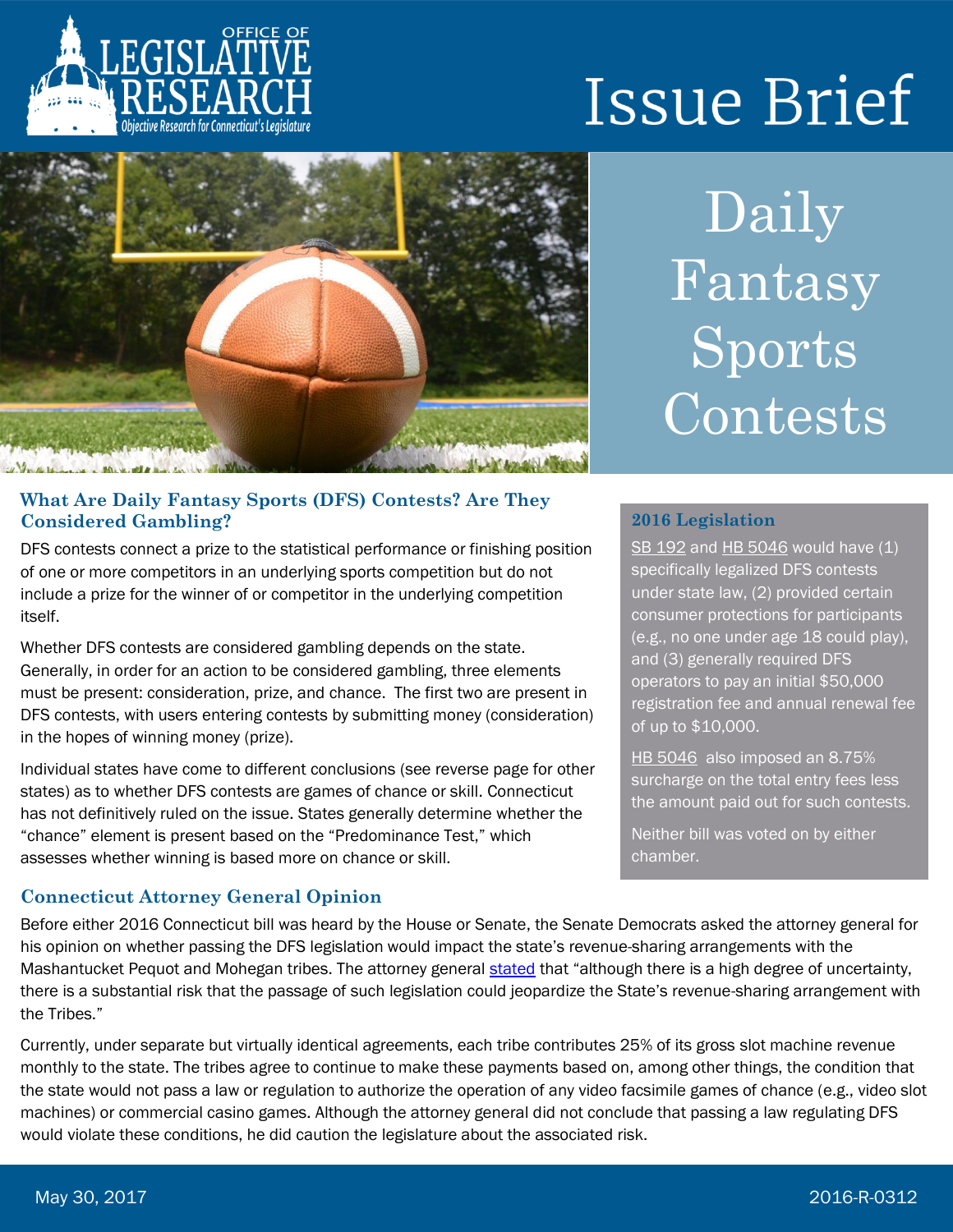# Issue Brief

# Daily Fantasy Sports Contests

## What Are Daily Fantasy Sports (DFS) Contests? Are They Considered Gambling?

DFS contests connect a prize to the statistical performance or finishing position of one or more competitors in an underlying sports competition but do not include a prize for the winner of or competitor in the underlying competition itself.

Whether DFS contests are considered gambling depends on the state. Generally, in order for an action to be considered gambling, three elements must be present: consideration, prize, and chance. The first two are present in DFS contests, with users entering contests by submitting money (consideration) in the hopes of winning money (prize).

Individual states have come to different conclusions (see reverse page for other states) as to whether DFS contests are games of chance or skill. Connecticut has not definitively ruled on the issue. States generally determine whether the "chance" element is present based on the "Predominance Test," which assesses whether winning is based more on chance or skill.

### 2016 Legislation

SB 192 and HB 5046 would have (1) specifically legalized DFS contests under state law, (2) provided certain consumer protections for participants (e.g., no one under age 18 could play), and (3) generally required DFS operators to pay an initial $50,000 registration fee and annual renewal fee of up to $10,000.

HB 5046 also imposed an 8.75% surcharge on the total entry fees less the amount paid out for such contests.

Neither bill was voted on by either chamber.

## Connecticut Attorney General Opinion

Before either 2016 Connecticut bill was heard by the House or Senate, the Senate Democrats asked the attorney general for his opinion on whether passing the DFS legislation would impact the state's revenue-sharing arrangements with the Mashantucket Pequot and Mohegan tribes. The attorney general stated that "although there is a high degree of uncertainty, there is a substantial risk that the passage of such legislation could jeopardize the State's revenue-sharing arrangement with the Tribes."

Currently, under separate but virtually identical agreements, each tribe contributes 25% of its gross slot machine revenue monthly to the state. The tribes agree to continue to make these payments based on, among other things, the condition that the state would not pass a law or regulation to authorize the operation of any video facsimile games of chance (e.g., video slot machines) or commercial casino games. Although the attorney general did not conclude that passing a law regulating DFS would violate these conditions, he did caution the legislature about the associated risk.

May 30, 2017 2016-R-0312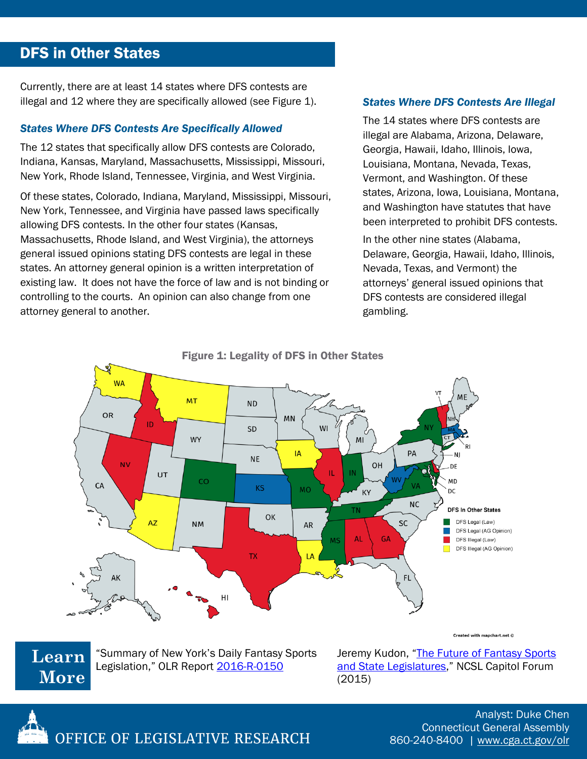## DFS in Other States

Currently, there are at least 14 states where DFS contests are illegal and 12 where they are specifically allowed (see Figure 1).

### *States Where DFS Contests Are Specifically Allowed*

The 12 states that specifically allow DFS contests are Colorado, Indiana, Kansas, Maryland, Massachusetts, Mississippi, Missouri, New York, Rhode Island, Tennessee, Virginia, and West Virginia.

Of these states, Colorado, Indiana, Maryland, Mississippi, Missouri, New York, Tennessee, and Virginia have passed laws specifically allowing DFS contests. In the other four states (Kansas, Massachusetts, Rhode Island, and West Virginia), the attorneys general issued opinions stating DFS contests are legal in these states. An attorney general opinion is a written interpretation of existing law. It does not have the force of law and is not binding or controlling to the courts. An opinion can also change from one attorney general to another.

### *States Where DFS Contests Are Illegal*

The 14 states where DFS contests are illegal are Alabama, Arizona, Delaware, Georgia, Hawaii, Idaho, Illinois, Iowa, Louisiana, Montana, Nevada, Texas, Vermont, and Washington. Of these states, Arizona, Iowa, Louisiana, Montana, and Washington have statutes that have been interpreted to prohibit DFS contests.

In the other nine states (Alabama, Delaware, Georgia, Hawaii, Idaho, Illinois, Nevada, Texas, and Vermont) the attorneys' general issued opinions that DFS contests are considered illegal gambling.

**Figure 1: Legality of DFS in Other States**

DFS In Other States
DFS Legal (Law)
DFS Legal (AG Opinion)
DFS Illegal (Law)
DFS Illegal (AG Opinion)

Created with mapchart.net ©

**Learn More**

"Summary of New York's Daily Fantasy Sports Legislation," OLR Report [2016-R-0150]

Jeremy Kudon, "[The Future of Fantasy Sports and State Legislatures]," NCSL Capitol Forum (2015)

OFFICE OF LEGISLATIVE RESEARCH

Analyst: Duke Chen
Connecticut General Assembly
860-240-8400 | www.cga.ct.gov/olr